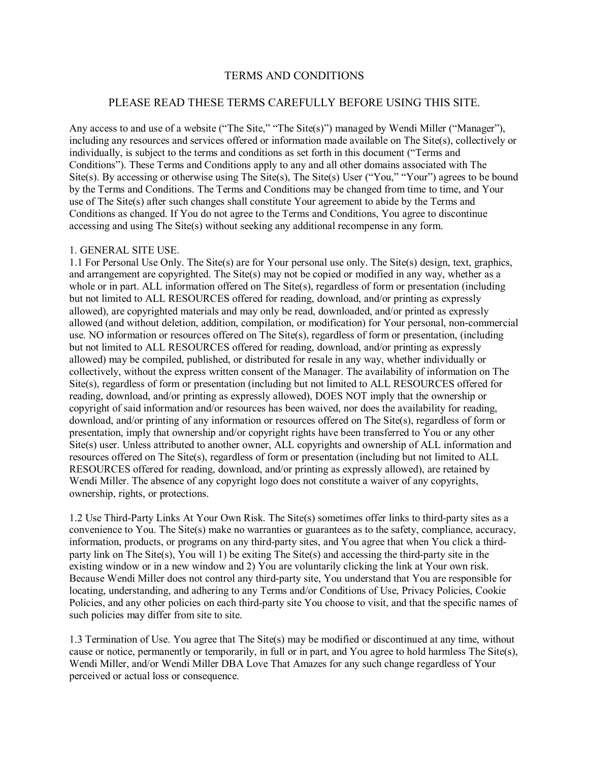# TERMS AND CONDITIONS

## PLEASE READ THESE TERMS CAREFULLY BEFORE USING THIS SITE.

Any access to and use of a website ("The Site," "The Site(s)") managed by Wendi Miller ("Manager"), including any resources and services offered or information made available on The Site(s), collectively or individually, is subject to the terms and conditions as set forth in this document ("Terms and Conditions"). These Terms and Conditions apply to any and all other domains associated with The Site(s). By accessing or otherwise using The Site(s), The Site(s) User ("You," "Your") agrees to be bound by the Terms and Conditions. The Terms and Conditions may be changed from time to time, and Your use of The Site(s) after such changes shall constitute Your agreement to abide by the Terms and Conditions as changed. If You do not agree to the Terms and Conditions, You agree to discontinue accessing and using The Site(s) without seeking any additional recompense in any form.

### 1. GENERAL SITE USE.

1.1 For Personal Use Only. The Site(s) are for Your personal use only. The Site(s) design, text, graphics, and arrangement are copyrighted. The Site(s) may not be copied or modified in any way, whether as a whole or in part. ALL information offered on The Site(s), regardless of form or presentation (including but not limited to ALL RESOURCES offered for reading, download, and/or printing as expressly allowed), are copyrighted materials and may only be read, downloaded, and/or printed as expressly allowed (and without deletion, addition, compilation, or modification) for Your personal, non-commercial use. NO information or resources offered on The Site(s), regardless of form or presentation, (including but not limited to ALL RESOURCES offered for reading, download, and/or printing as expressly allowed) may be compiled, published, or distributed for resale in any way, whether individually or collectively, without the express written consent of the Manager. The availability of information on The Site(s), regardless of form or presentation (including but not limited to ALL RESOURCES offered for reading, download, and/or printing as expressly allowed), DOES NOT imply that the ownership or copyright of said information and/or resources has been waived, nor does the availability for reading, download, and/or printing of any information or resources offered on The Site(s), regardless of form or presentation, imply that ownership and/or copyright rights have been transferred to You or any other Site(s) user. Unless attributed to another owner, ALL copyrights and ownership of ALL information and resources offered on The Site(s), regardless of form or presentation (including but not limited to ALL RESOURCES offered for reading, download, and/or printing as expressly allowed), are retained by Wendi Miller. The absence of any copyright logo does not constitute a waiver of any copyrights, ownership, rights, or protections.

1.2 Use Third-Party Links At Your Own Risk. The Site(s) sometimes offer links to third-party sites as a convenience to You. The Site(s) make no warranties or guarantees as to the safety, compliance, accuracy, information, products, or programs on any third-party sites, and You agree that when You click a third-party link on The Site(s), You will 1) be exiting The Site(s) and accessing the third-party site in the existing window or in a new window and 2) You are voluntarily clicking the link at Your own risk. Because Wendi Miller does not control any third-party site, You understand that You are responsible for locating, understanding, and adhering to any Terms and/or Conditions of Use, Privacy Policies, Cookie Policies, and any other policies on each third-party site You choose to visit, and that the specific names of such policies may differ from site to site.

1.3 Termination of Use. You agree that The Site(s) may be modified or discontinued at any time, without cause or notice, permanently or temporarily, in full or in part, and You agree to hold harmless The Site(s), Wendi Miller, and/or Wendi Miller DBA Love That Amazes for any such change regardless of Your perceived or actual loss or consequence.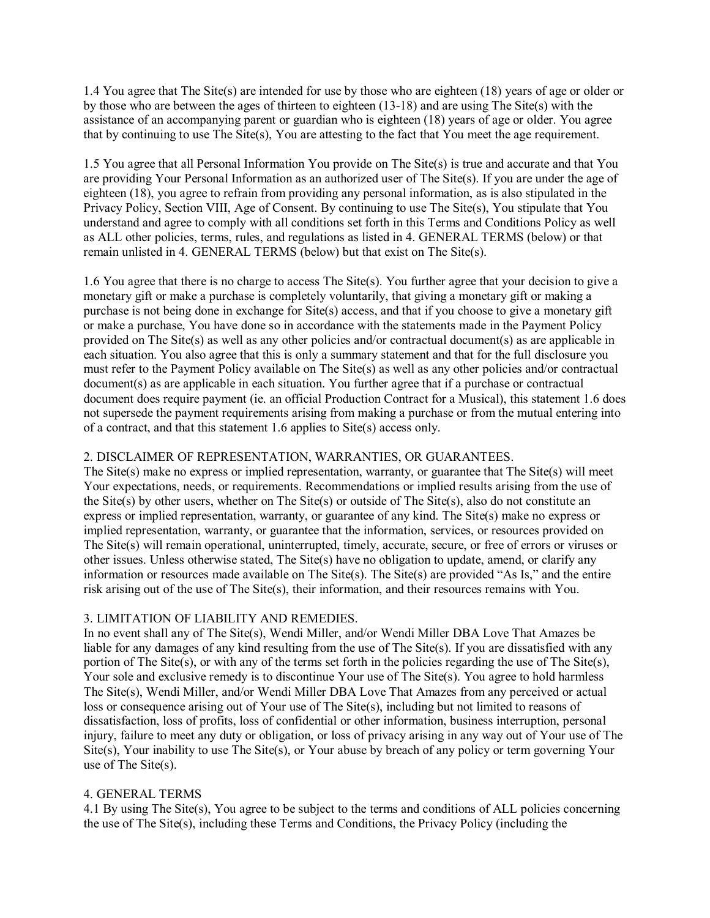1.4 You agree that The Site(s) are intended for use by those who are eighteen (18) years of age or older or by those who are between the ages of thirteen to eighteen (13-18) and are using The Site(s) with the assistance of an accompanying parent or guardian who is eighteen (18) years of age or older. You agree that by continuing to use The Site(s), You are attesting to the fact that You meet the age requirement.

1.5 You agree that all Personal Information You provide on The Site(s) is true and accurate and that You are providing Your Personal Information as an authorized user of The Site(s). If you are under the age of eighteen (18), you agree to refrain from providing any personal information, as is also stipulated in the Privacy Policy, Section VIII, Age of Consent. By continuing to use The Site(s), You stipulate that You understand and agree to comply with all conditions set forth in this Terms and Conditions Policy as well as ALL other policies, terms, rules, and regulations as listed in 4. GENERAL TERMS (below) or that remain unlisted in 4. GENERAL TERMS (below) but that exist on The Site(s).

1.6 You agree that there is no charge to access The Site(s). You further agree that your decision to give a monetary gift or make a purchase is completely voluntarily, that giving a monetary gift or making a purchase is not being done in exchange for Site(s) access, and that if you choose to give a monetary gift or make a purchase, You have done so in accordance with the statements made in the Payment Policy provided on The Site(s) as well as any other policies and/or contractual document(s) as are applicable in each situation. You also agree that this is only a summary statement and that for the full disclosure you must refer to the Payment Policy available on The Site(s) as well as any other policies and/or contractual document(s) as are applicable in each situation. You further agree that if a purchase or contractual document does require payment (ie. an official Production Contract for a Musical), this statement 1.6 does not supersede the payment requirements arising from making a purchase or from the mutual entering into of a contract, and that this statement 1.6 applies to Site(s) access only.

## 2. DISCLAIMER OF REPRESENTATION, WARRANTIES, OR GUARANTEES.

The Site(s) make no express or implied representation, warranty, or guarantee that The Site(s) will meet Your expectations, needs, or requirements. Recommendations or implied results arising from the use of the Site(s) by other users, whether on The Site(s) or outside of The Site(s), also do not constitute an express or implied representation, warranty, or guarantee of any kind. The Site(s) make no express or implied representation, warranty, or guarantee that the information, services, or resources provided on The Site(s) will remain operational, uninterrupted, timely, accurate, secure, or free of errors or viruses or other issues. Unless otherwise stated, The Site(s) have no obligation to update, amend, or clarify any information or resources made available on The Site(s). The Site(s) are provided "As Is," and the entire risk arising out of the use of The Site(s), their information, and their resources remains with You.

## 3. LIMITATION OF LIABILITY AND REMEDIES.

In no event shall any of The Site(s), Wendi Miller, and/or Wendi Miller DBA Love That Amazes be liable for any damages of any kind resulting from the use of The Site(s). If you are dissatisfied with any portion of The Site(s), or with any of the terms set forth in the policies regarding the use of The Site(s), Your sole and exclusive remedy is to discontinue Your use of The Site(s). You agree to hold harmless The Site(s), Wendi Miller, and/or Wendi Miller DBA Love That Amazes from any perceived or actual loss or consequence arising out of Your use of The Site(s), including but not limited to reasons of dissatisfaction, loss of profits, loss of confidential or other information, business interruption, personal injury, failure to meet any duty or obligation, or loss of privacy arising in any way out of Your use of The Site(s), Your inability to use The Site(s), or Your abuse by breach of any policy or term governing Your use of The Site(s).

## 4. GENERAL TERMS

4.1 By using The Site(s), You agree to be subject to the terms and conditions of ALL policies concerning the use of The Site(s), including these Terms and Conditions, the Privacy Policy (including the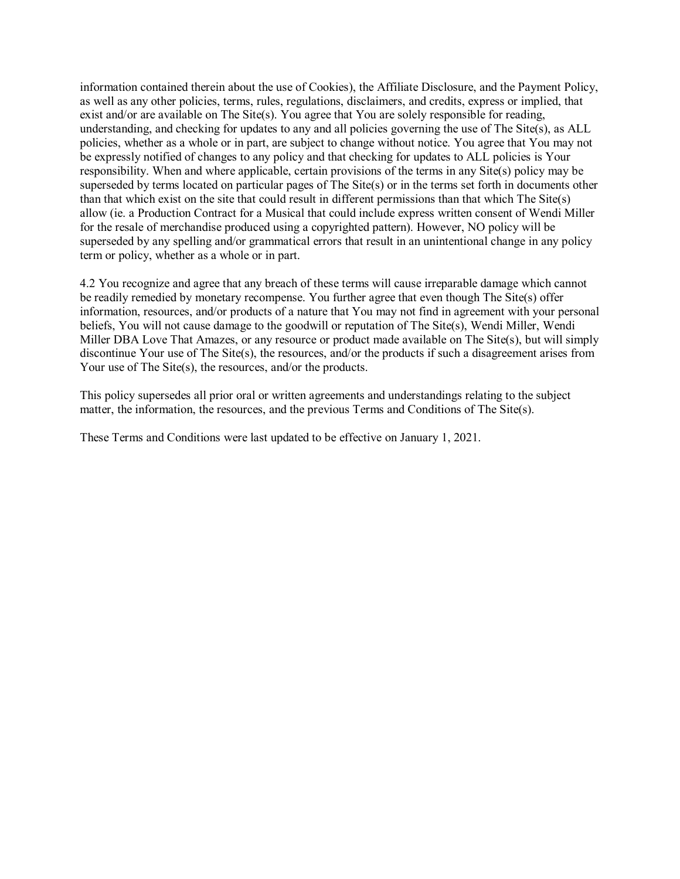information contained therein about the use of Cookies), the Affiliate Disclosure, and the Payment Policy, as well as any other policies, terms, rules, regulations, disclaimers, and credits, express or implied, that exist and/or are available on The Site(s). You agree that You are solely responsible for reading, understanding, and checking for updates to any and all policies governing the use of The Site(s), as ALL policies, whether as a whole or in part, are subject to change without notice. You agree that You may not be expressly notified of changes to any policy and that checking for updates to ALL policies is Your responsibility. When and where applicable, certain provisions of the terms in any Site(s) policy may be superseded by terms located on particular pages of The Site(s) or in the terms set forth in documents other than that which exist on the site that could result in different permissions than that which The Site(s) allow (ie. a Production Contract for a Musical that could include express written consent of Wendi Miller for the resale of merchandise produced using a copyrighted pattern). However, NO policy will be superseded by any spelling and/or grammatical errors that result in an unintentional change in any policy term or policy, whether as a whole or in part.

4.2 You recognize and agree that any breach of these terms will cause irreparable damage which cannot be readily remedied by monetary recompense. You further agree that even though The Site(s) offer information, resources, and/or products of a nature that You may not find in agreement with your personal beliefs, You will not cause damage to the goodwill or reputation of The Site(s), Wendi Miller, Wendi Miller DBA Love That Amazes, or any resource or product made available on The Site(s), but will simply discontinue Your use of The Site(s), the resources, and/or the products if such a disagreement arises from Your use of The Site(s), the resources, and/or the products.

This policy supersedes all prior oral or written agreements and understandings relating to the subject matter, the information, the resources, and the previous Terms and Conditions of The Site(s).

These Terms and Conditions were last updated to be effective on January 1, 2021.